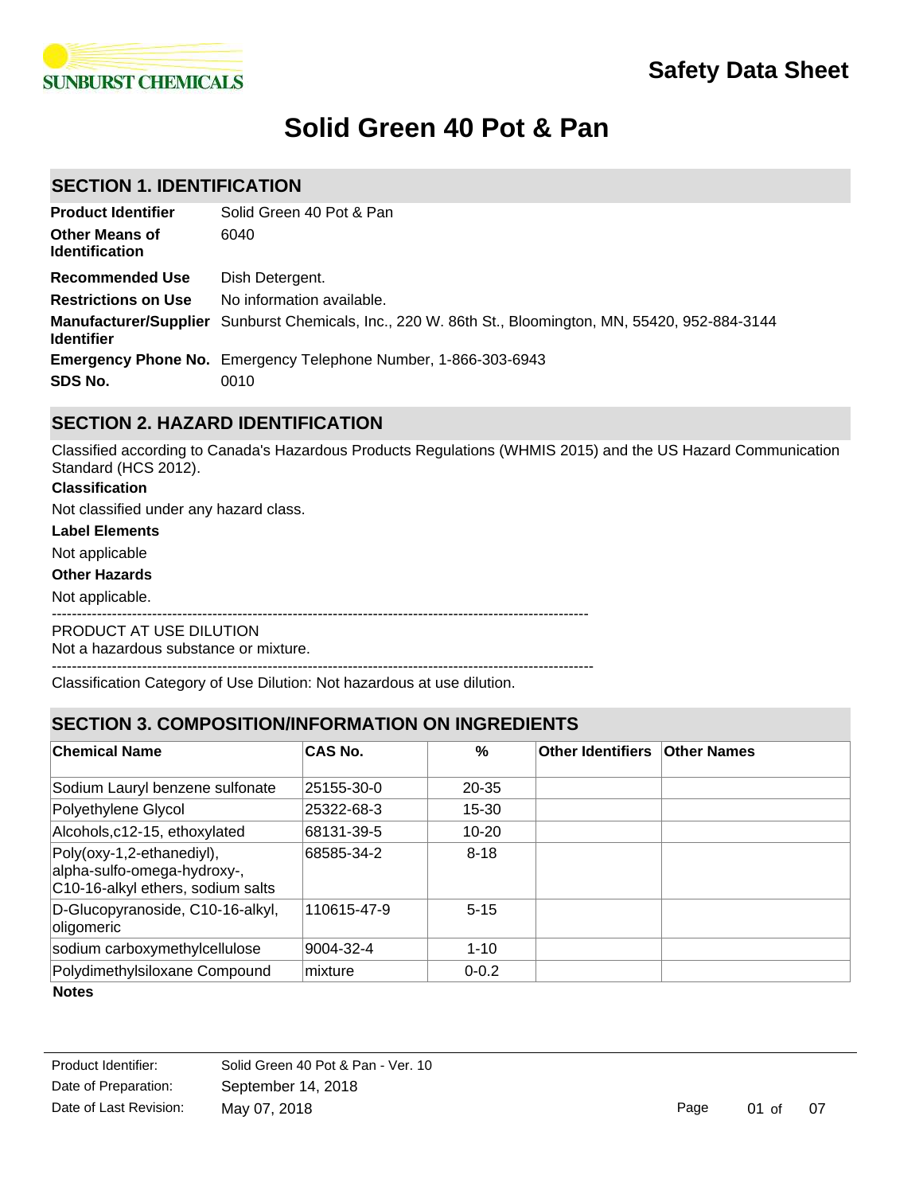SUNBURST CHEMICALS

# Safety Data Sheet

# Solid Green 40 Pot & Pan

## SECTION 1. IDENTIFICATION

| | |
|---|---|
| **Product Identifier** | Solid Green 40 Pot & Pan |
| **Other Means of Identification** | 6040 |
| **Recommended Use** | Dish Detergent. |
| **Restrictions on Use** | No information available. |
| **Manufacturer/Supplier Identifier** | Sunburst Chemicals, Inc., 220 W. 86th St., Bloomington, MN, 55420, 952-884-3144 |
| **Emergency Phone No.** | Emergency Telephone Number, 1-866-303-6943 |
| **SDS No.** | 0010 |

## SECTION 2. HAZARD IDENTIFICATION

Classified according to Canada's Hazardous Products Regulations (WHMIS 2015) and the US Hazard Communication Standard (HCS 2012).

**Classification**

Not classified under any hazard class.

**Label Elements**

Not applicable

**Other Hazards**

Not applicable.

---

PRODUCT AT USE DILUTION
Not a hazardous substance or mixture.

---

Classification Category of Use Dilution: Not hazardous at use dilution.

## SECTION 3. COMPOSITION/INFORMATION ON INGREDIENTS

| Chemical Name | CAS No. | % | Other Identifiers | Other Names |
|---|---|---|---|---|
| Sodium Lauryl benzene sulfonate | 25155-30-0 | 20-35 | | |
| Polyethylene Glycol | 25322-68-3 | 15-30 | | |
| Alcohols,c12-15, ethoxylated | 68131-39-5 | 10-20 | | |
| Poly(oxy-1,2-ethanediyl), alpha-sulfo-omega-hydroxy-, C10-16-alkyl ethers, sodium salts | 68585-34-2 | 8-18 | | |
| D-Glucopyranoside, C10-16-alkyl, oligomeric | 110615-47-9 | 5-15 | | |
| sodium carboxymethylcellulose | 9004-32-4 | 1-10 | | |
| Polydimethylsiloxane Compound | mixture | 0-0.2 | | |

**Notes**

Product Identifier: Solid Green 40 Pot & Pan - Ver. 10
Date of Preparation: September 14, 2018
Date of Last Revision: May 07, 2018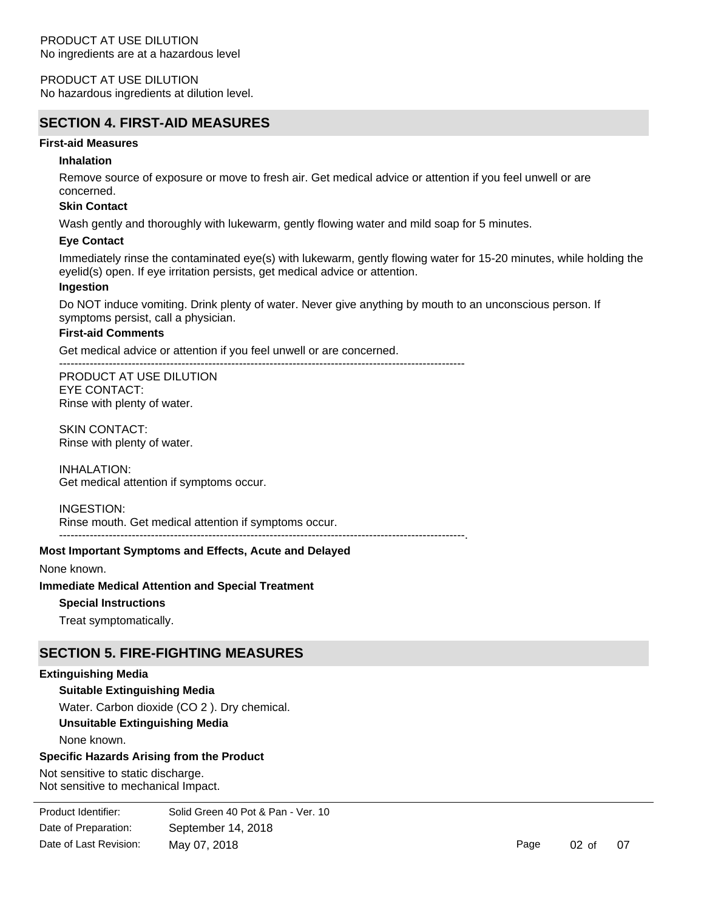PRODUCT AT USE DILUTION
No ingredients are at a hazardous level

PRODUCT AT USE DILUTION
No hazardous ingredients at dilution level.

## SECTION 4. FIRST-AID MEASURES

**First-aid Measures**

**Inhalation**

Remove source of exposure or move to fresh air. Get medical advice or attention if you feel unwell or are concerned.

**Skin Contact**

Wash gently and thoroughly with lukewarm, gently flowing water and mild soap for 5 minutes.

**Eye Contact**

Immediately rinse the contaminated eye(s) with lukewarm, gently flowing water for 15-20 minutes, while holding the eyelid(s) open. If eye irritation persists, get medical advice or attention.

**Ingestion**

Do NOT induce vomiting. Drink plenty of water. Never give anything by mouth to an unconscious person. If symptoms persist, call a physician.

**First-aid Comments**

Get medical advice or attention if you feel unwell or are concerned.

---------------------------------------------------------------------------------------------------------

PRODUCT AT USE DILUTION
EYE CONTACT:
Rinse with plenty of water.

SKIN CONTACT:
Rinse with plenty of water.

INHALATION:
Get medical attention if symptoms occur.

INGESTION:
Rinse mouth. Get medical attention if symptoms occur.

---------------------------------------------------------------------------------------------------------.

**Most Important Symptoms and Effects, Acute and Delayed**

None known.

**Immediate Medical Attention and Special Treatment**

**Special Instructions**

Treat symptomatically.

## SECTION 5. FIRE-FIGHTING MEASURES

**Extinguishing Media**

**Suitable Extinguishing Media**

Water. Carbon dioxide ($CO_2$). Dry chemical.

**Unsuitable Extinguishing Media**

None known.

**Specific Hazards Arising from the Product**

Not sensitive to static discharge.
Not sensitive to mechanical Impact.

| Product Identifier: | Solid Green 40 Pot & Pan - Ver. 10 |
| --- | --- |
| Date of Preparation: | September 14, 2018 |
| Date of Last Revision: | May 07, 2018 |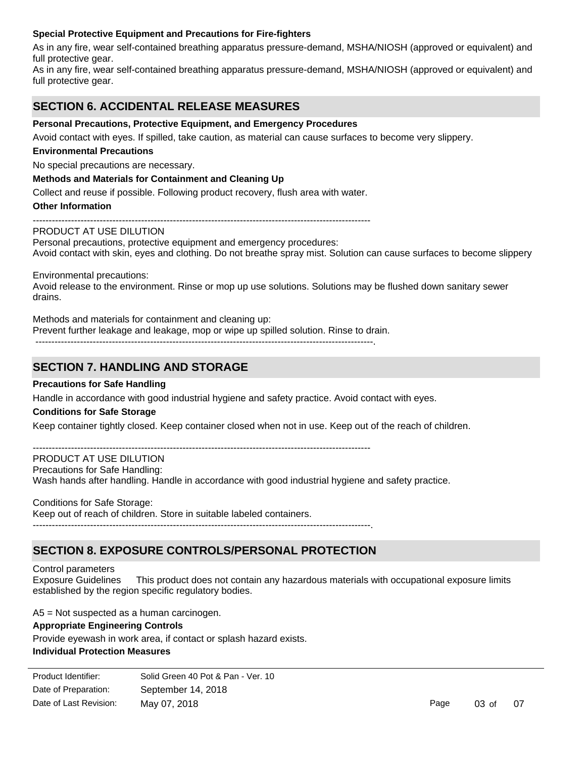**Special Protective Equipment and Precautions for Fire-fighters**

As in any fire, wear self-contained breathing apparatus pressure-demand, MSHA/NIOSH (approved or equivalent) and full protective gear.

As in any fire, wear self-contained breathing apparatus pressure-demand, MSHA/NIOSH (approved or equivalent) and full protective gear.

## SECTION 6. ACCIDENTAL RELEASE MEASURES

**Personal Precautions, Protective Equipment, and Emergency Procedures**

Avoid contact with eyes. If spilled, take caution, as material can cause surfaces to become very slippery.

**Environmental Precautions**

No special precautions are necessary.

**Methods and Materials for Containment and Cleaning Up**

Collect and reuse if possible. Following product recovery, flush area with water.

**Other Information**

---------------------------------------------------------------------------------------------------------

PRODUCT AT USE DILUTION

Personal precautions, protective equipment and emergency procedures:

Avoid contact with skin, eyes and clothing. Do not breathe spray mist. Solution can cause surfaces to become slippery

Environmental precautions:

Avoid release to the environment. Rinse or mop up use solutions. Solutions may be flushed down sanitary sewer drains.

Methods and materials for containment and cleaning up:

Prevent further leakage and leakage, mop or wipe up spilled solution. Rinse to drain.

---------------------------------------------------------------------------------------------------------.

## SECTION 7. HANDLING AND STORAGE

**Precautions for Safe Handling**

Handle in accordance with good industrial hygiene and safety practice. Avoid contact with eyes.

**Conditions for Safe Storage**

Keep container tightly closed. Keep container closed when not in use. Keep out of the reach of children.

---------------------------------------------------------------------------------------------------------

PRODUCT AT USE DILUTION

Precautions for Safe Handling:

Wash hands after handling. Handle in accordance with good industrial hygiene and safety practice.

Conditions for Safe Storage:

Keep out of reach of children. Store in suitable labeled containers.

---------------------------------------------------------------------------------------------------------.

## SECTION 8. EXPOSURE CONTROLS/PERSONAL PROTECTION

Control parameters

Exposure Guidelines This product does not contain any hazardous materials with occupational exposure limits established by the region specific regulatory bodies.

A5 = Not suspected as a human carcinogen.

**Appropriate Engineering Controls**

Provide eyewash in work area, if contact or splash hazard exists.

**Individual Protection Measures**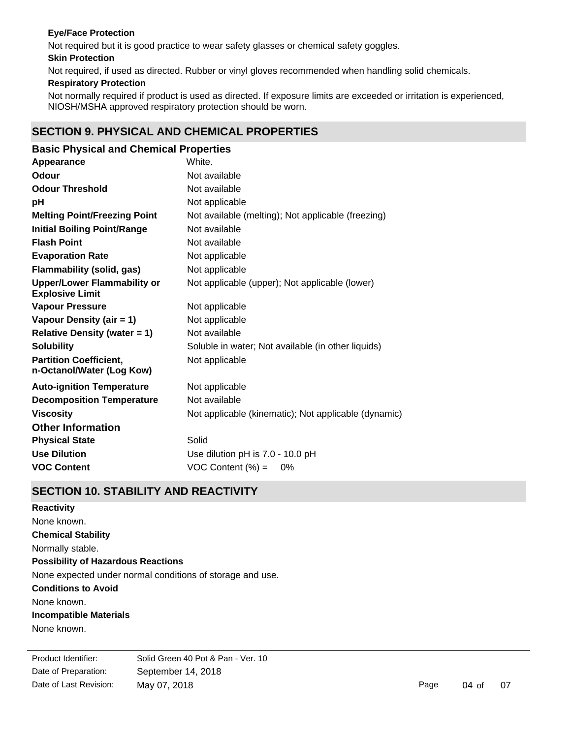**Eye/Face Protection**

Not required but it is good practice to wear safety glasses or chemical safety goggles.

**Skin Protection**

Not required, if used as directed. Rubber or vinyl gloves recommended when handling solid chemicals.

**Respiratory Protection**

Not normally required if product is used as directed. If exposure limits are exceeded or irritation is experienced, NIOSH/MSHA approved respiratory protection should be worn.

## SECTION 9. PHYSICAL AND CHEMICAL PROPERTIES

### Basic Physical and Chemical Properties

| | |
|---|---|
| **Appearance** | White. |
| **Odour** | Not available |
| **Odour Threshold** | Not available |
| **pH** | Not applicable |
| **Melting Point/Freezing Point** | Not available (melting); Not applicable (freezing) |
| **Initial Boiling Point/Range** | Not available |
| **Flash Point** | Not available |
| **Evaporation Rate** | Not applicable |
| **Flammability (solid, gas)** | Not applicable |
| **Upper/Lower Flammability or Explosive Limit** | Not applicable (upper); Not applicable (lower) |
| **Vapour Pressure** | Not applicable |
| **Vapour Density (air = 1)** | Not applicable |
| **Relative Density (water = 1)** | Not available |
| **Solubility** | Soluble in water; Not available (in other liquids) |
| **Partition Coefficient, n-Octanol/Water (Log Kow)** | Not applicable |
| **Auto-ignition Temperature** | Not applicable |
| **Decomposition Temperature** | Not available |
| **Viscosity** | Not applicable (kinematic); Not applicable (dynamic) |

### Other Information

| | |
|---|---|
| **Physical State** | Solid |
| **Use Dilution** | Use dilution pH is 7.0 - 10.0 pH |
| **VOC Content** | VOC Content (%) = 0% |

## SECTION 10. STABILITY AND REACTIVITY

**Reactivity**

None known.

**Chemical Stability**

Normally stable.

**Possibility of Hazardous Reactions**

None expected under normal conditions of storage and use.

**Conditions to Avoid**

None known.

**Incompatible Materials**

None known.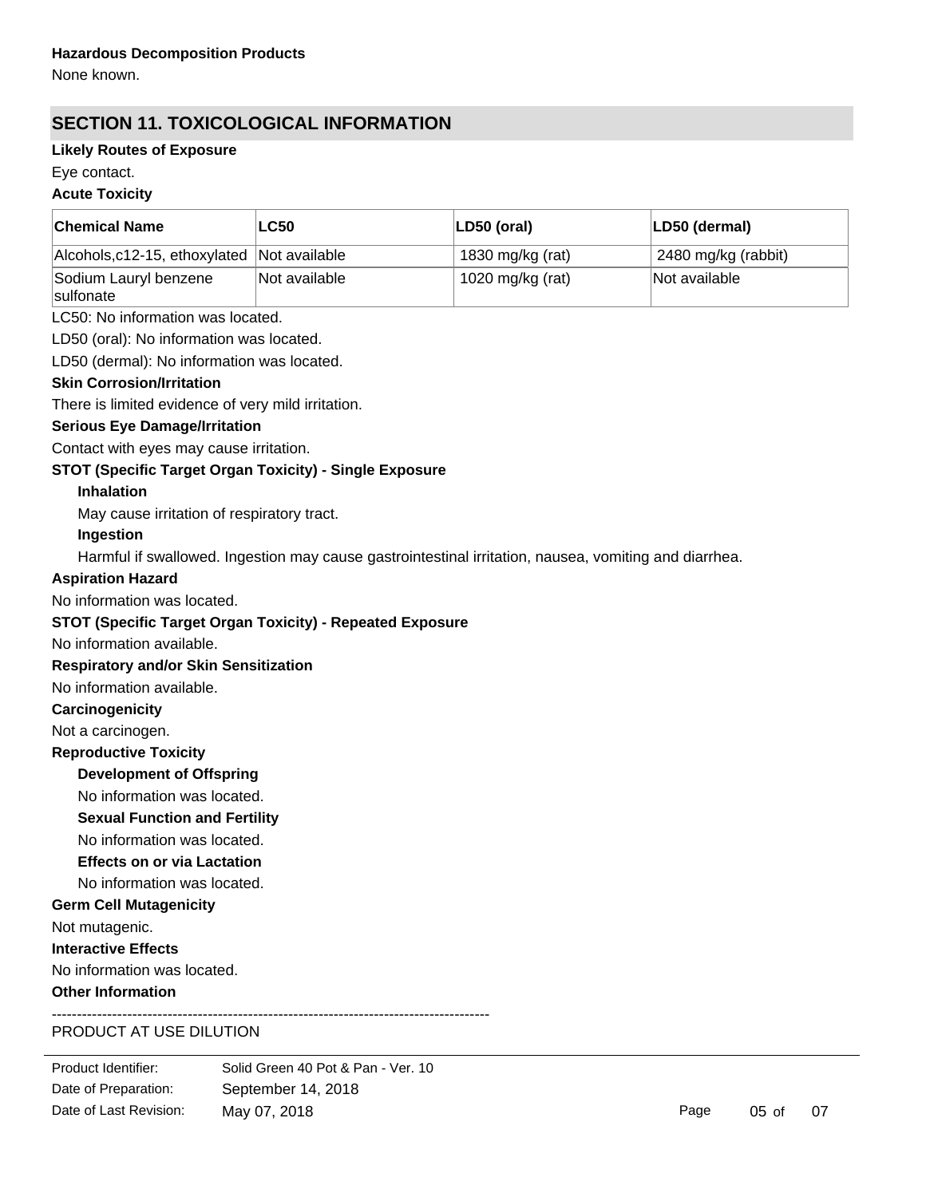**Hazardous Decomposition Products**

None known.

## SECTION 11. TOXICOLOGICAL INFORMATION

**Likely Routes of Exposure**

Eye contact.

**Acute Toxicity**

| Chemical Name | LC50 | LD50 (oral) | LD50 (dermal) |
|---|---|---|---|
| Alcohols,c12-15, ethoxylated | Not available | 1830 mg/kg (rat) | 2480 mg/kg (rabbit) |
| Sodium Lauryl benzene sulfonate | Not available | 1020 mg/kg (rat) | Not available |

LC50: No information was located.

LD50 (oral): No information was located.

LD50 (dermal): No information was located.

**Skin Corrosion/Irritation**

There is limited evidence of very mild irritation.

**Serious Eye Damage/Irritation**

Contact with eyes may cause irritation.

**STOT (Specific Target Organ Toxicity) - Single Exposure**

**Inhalation**

May cause irritation of respiratory tract.

**Ingestion**

Harmful if swallowed. Ingestion may cause gastrointestinal irritation, nausea, vomiting and diarrhea.

**Aspiration Hazard**

No information was located.

**STOT (Specific Target Organ Toxicity) - Repeated Exposure**

No information available.

**Respiratory and/or Skin Sensitization**

No information available.

**Carcinogenicity**

Not a carcinogen.

**Reproductive Toxicity**

**Development of Offspring**

No information was located.

**Sexual Function and Fertility**

No information was located.

**Effects on or via Lactation**

No information was located.

**Germ Cell Mutagenicity**

Not mutagenic.

**Interactive Effects**

No information was located.

**Other Information**

----------------------------------------------------------------------------------------

PRODUCT AT USE DILUTION

| | |
|---|---|
| Product Identifier: | Solid Green 40 Pot & Pan - Ver. 10 |
| Date of Preparation: | September 14, 2018 |
| Date of Last Revision: | May 07, 2018 |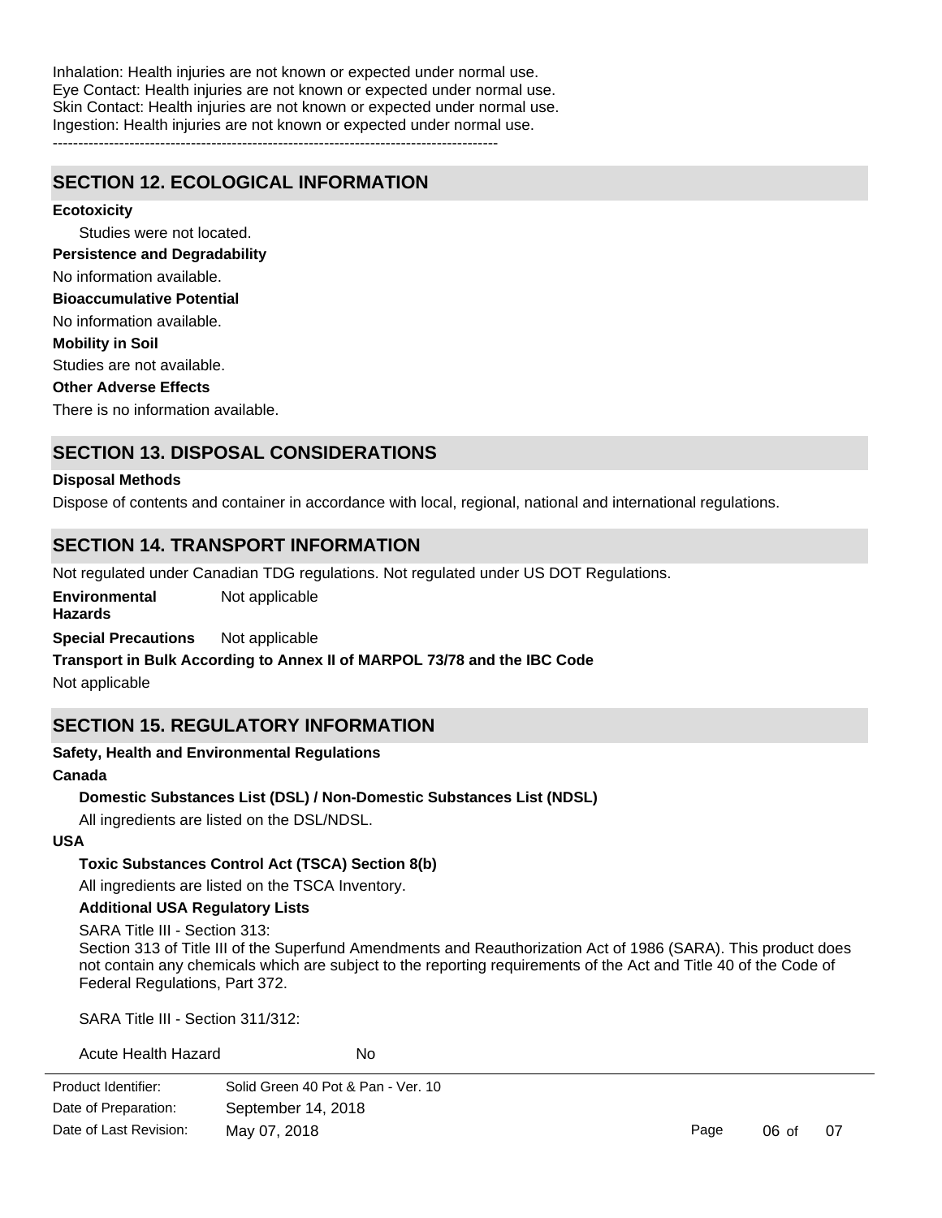Inhalation: Health injuries are not known or expected under normal use.
Eye Contact: Health injuries are not known or expected under normal use.
Skin Contact: Health injuries are not known or expected under normal use.
Ingestion: Health injuries are not known or expected under normal use.
---------------------------------------------------------------------------------------

## SECTION 12. ECOLOGICAL INFORMATION

**Ecotoxicity**

Studies were not located.

**Persistence and Degradability**

No information available.

**Bioaccumulative Potential**

No information available.

**Mobility in Soil**

Studies are not available.

**Other Adverse Effects**

There is no information available.

## SECTION 13. DISPOSAL CONSIDERATIONS

**Disposal Methods**

Dispose of contents and container in accordance with local, regional, national and international regulations.

## SECTION 14. TRANSPORT INFORMATION

Not regulated under Canadian TDG regulations. Not regulated under US DOT Regulations.

**Environmental Hazards** Not applicable

**Special Precautions** Not applicable

**Transport in Bulk According to Annex II of MARPOL 73/78 and the IBC Code**

Not applicable

## SECTION 15. REGULATORY INFORMATION

**Safety, Health and Environmental Regulations**

**Canada**

**Domestic Substances List (DSL) / Non-Domestic Substances List (NDSL)**

All ingredients are listed on the DSL/NDSL.

**USA**

**Toxic Substances Control Act (TSCA) Section 8(b)**

All ingredients are listed on the TSCA Inventory.

**Additional USA Regulatory Lists**

SARA Title III - Section 313:
Section 313 of Title III of the Superfund Amendments and Reauthorization Act of 1986 (SARA). This product does not contain any chemicals which are subject to the reporting requirements of the Act and Title 40 of the Code of Federal Regulations, Part 372.

SARA Title III - Section 311/312:

| | |
|---|---|
| Acute Health Hazard | No |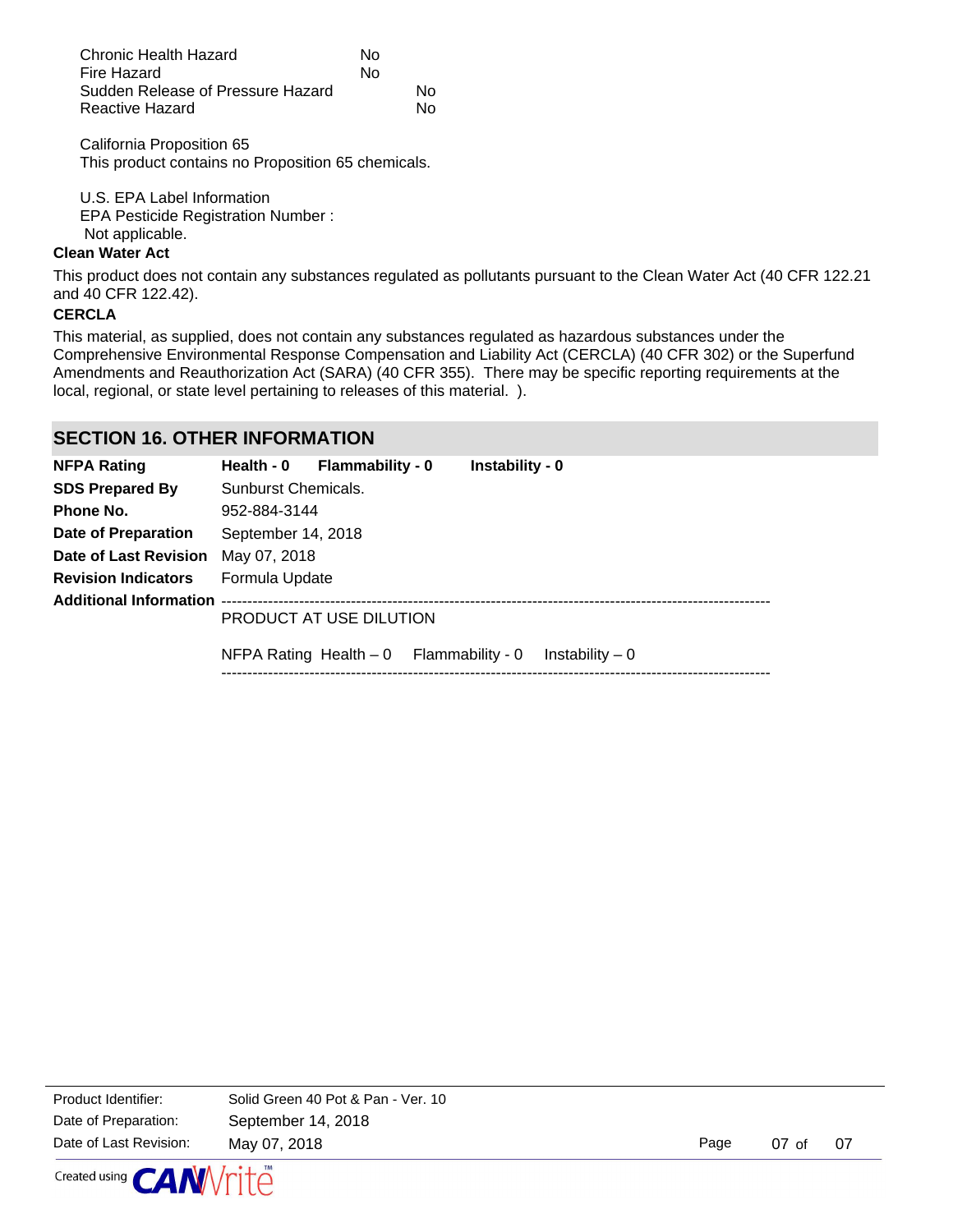Chronic Health Hazard No
Fire Hazard No
Sudden Release of Pressure Hazard No
Reactive Hazard No

California Proposition 65
This product contains no Proposition 65 chemicals.

U.S. EPA Label Information
EPA Pesticide Registration Number :
Not applicable.

**Clean Water Act**

This product does not contain any substances regulated as pollutants pursuant to the Clean Water Act (40 CFR 122.21 and 40 CFR 122.42).

**CERCLA**

This material, as supplied, does not contain any substances regulated as hazardous substances under the Comprehensive Environmental Response Compensation and Liability Act (CERCLA) (40 CFR 302) or the Superfund Amendments and Reauthorization Act (SARA) (40 CFR 355). There may be specific reporting requirements at the local, regional, or state level pertaining to releases of this material. ).

## SECTION 16. OTHER INFORMATION

| | |
|---|---|
| **NFPA Rating** | **Health - 0** **Flammability - 0** **Instability - 0** |
| **SDS Prepared By** | Sunburst Chemicals. |
| **Phone No.** | 952-884-3144 |
| **Date of Preparation** | September 14, 2018 |
| **Date of Last Revision** | May 07, 2018 |
| **Revision Indicators** | Formula Update |
| **Additional Information** | ---------------------------------------------------------------------------------------------------- PRODUCT AT USE DILUTION NFPA Rating Health – 0 Flammability - 0 Instability – 0 ---------------------------------------------------------------------------------------------------- |

Product Identifier: Solid Green 40 Pot & Pan - Ver. 10
Date of Preparation: September 14, 2018
Date of Last Revision: May 07, 2018